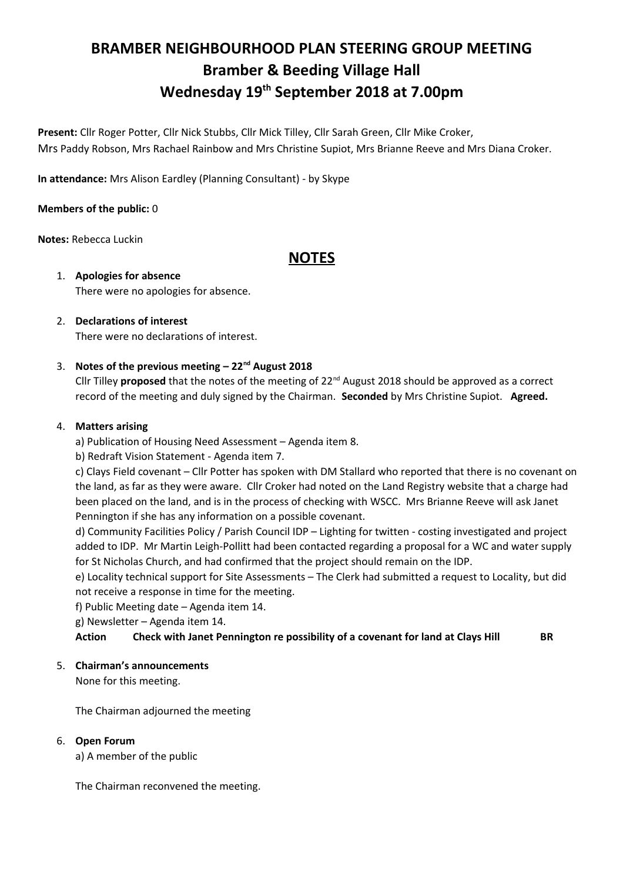# BRAMBER NEIGHBOURHOOD PLAN STEERING GROUP MEETING
## Bramber & Beeding Village Hall
## Wednesday 19th September 2018 at 7.00pm

**Present:** Cllr Roger Potter, Cllr Nick Stubbs, Cllr Mick Tilley, Cllr Sarah Green, Cllr Mike Croker, Mrs Paddy Robson, Mrs Rachael Rainbow and Mrs Christine Supiot, Mrs Brianne Reeve and Mrs Diana Croker.

**In attendance:** Mrs Alison Eardley (Planning Consultant) - by Skype

**Members of the public:** 0

**Notes:** Rebecca Luckin

## NOTES

1. **Apologies for absence**
   There were no apologies for absence.

2. **Declarations of interest**
   There were no declarations of interest.

3. **Notes of the previous meeting – 22nd August 2018**
   Cllr Tilley **proposed** that the notes of the meeting of 22nd August 2018 should be approved as a correct record of the meeting and duly signed by the Chairman. **Seconded** by Mrs Christine Supiot. **Agreed.**

4. **Matters arising**
   a) Publication of Housing Need Assessment – Agenda item 8.
   b) Redraft Vision Statement - Agenda item 7.
   c) Clays Field covenant – Cllr Potter has spoken with DM Stallard who reported that there is no covenant on the land, as far as they were aware. Cllr Croker had noted on the Land Registry website that a charge had been placed on the land, and is in the process of checking with WSCC. Mrs Brianne Reeve will ask Janet Pennington if she has any information on a possible covenant.
   d) Community Facilities Policy / Parish Council IDP – Lighting for twitten - costing investigated and project added to IDP. Mr Martin Leigh-Pollitt had been contacted regarding a proposal for a WC and water supply for St Nicholas Church, and had confirmed that the project should remain on the IDP.
   e) Locality technical support for Site Assessments – The Clerk had submitted a request to Locality, but did not receive a response in time for the meeting.
   f) Public Meeting date – Agenda item 14.
   g) Newsletter – Agenda item 14.
   **Action Check with Janet Pennington re possibility of a covenant for land at Clays Hill BR**

5. **Chairman's announcements**
   None for this meeting.

   The Chairman adjourned the meeting

6. **Open Forum**
   a) A member of the public

   The Chairman reconvened the meeting.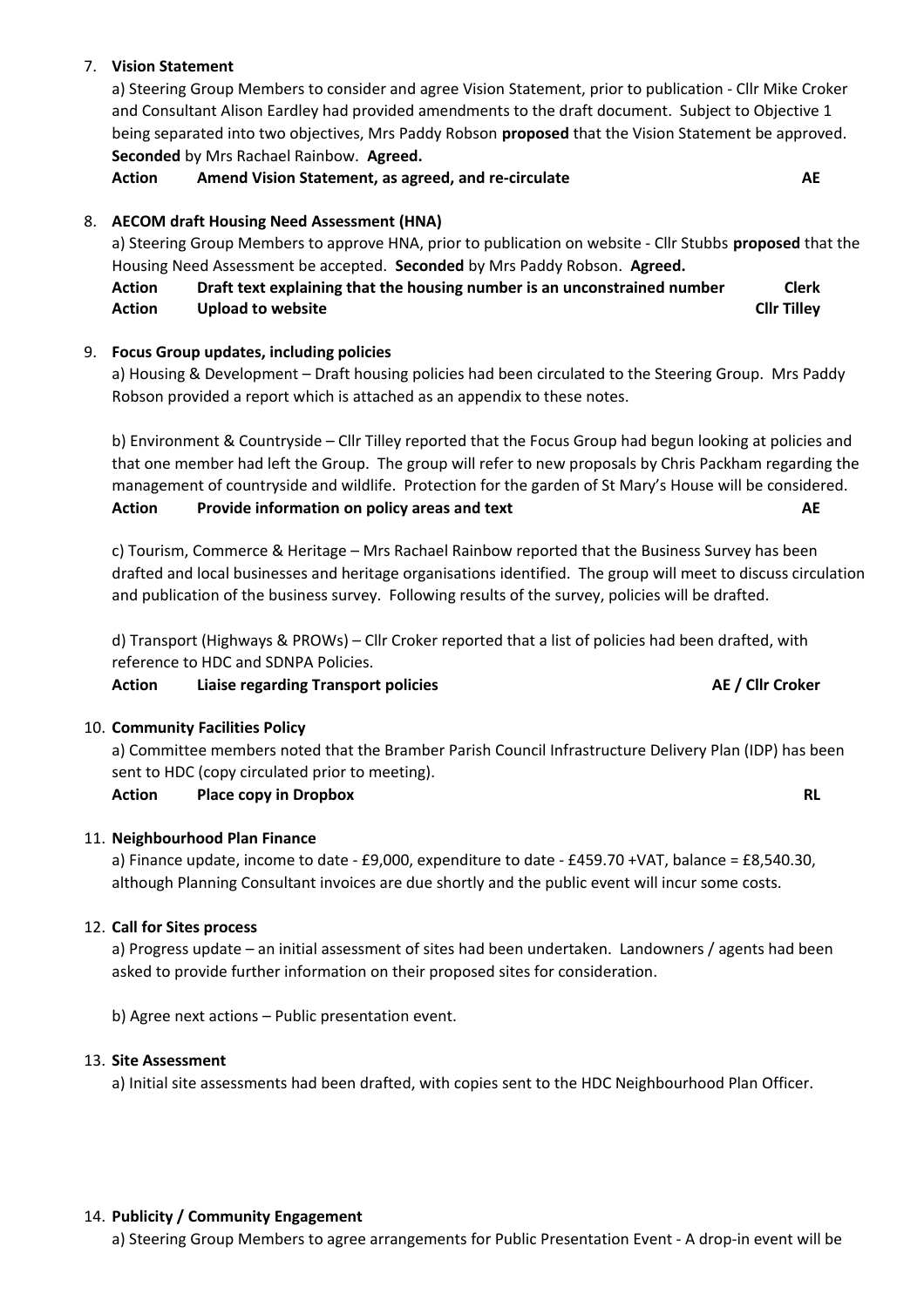7. **Vision Statement**

   a) Steering Group Members to consider and agree Vision Statement, prior to publication - Cllr Mike Croker and Consultant Alison Eardley had provided amendments to the draft document. Subject to Objective 1 being separated into two objectives, Mrs Paddy Robson **proposed** that the Vision Statement be approved. **Seconded** by Mrs Rachael Rainbow. **Agreed.**

   **Action Amend Vision Statement, as agreed, and re-circulate AE**

8. **AECOM draft Housing Need Assessment (HNA)**

   a) Steering Group Members to approve HNA, prior to publication on website - Cllr Stubbs **proposed** that the Housing Need Assessment be accepted. **Seconded** by Mrs Paddy Robson. **Agreed.**

   **Action Draft text explaining that the housing number is an unconstrained number Clerk**
   **Action Upload to website Cllr Tilley**

9. **Focus Group updates, including policies**

   a) Housing & Development – Draft housing policies had been circulated to the Steering Group. Mrs Paddy Robson provided a report which is attached as an appendix to these notes.

   b) Environment & Countryside – Cllr Tilley reported that the Focus Group had begun looking at policies and that one member had left the Group. The group will refer to new proposals by Chris Packham regarding the management of countryside and wildlife. Protection for the garden of St Mary's House will be considered.

   **Action Provide information on policy areas and text AE**

   c) Tourism, Commerce & Heritage – Mrs Rachael Rainbow reported that the Business Survey has been drafted and local businesses and heritage organisations identified. The group will meet to discuss circulation and publication of the business survey. Following results of the survey, policies will be drafted.

   d) Transport (Highways & PROWs) – Cllr Croker reported that a list of policies had been drafted, with reference to HDC and SDNPA Policies.

   **Action Liaise regarding Transport policies AE / Cllr Croker**

10. **Community Facilities Policy**

    a) Committee members noted that the Bramber Parish Council Infrastructure Delivery Plan (IDP) has been sent to HDC (copy circulated prior to meeting).

    **Action Place copy in Dropbox RL**

11. **Neighbourhood Plan Finance**

    a) Finance update, income to date - £9,000, expenditure to date - £459.70 +VAT, balance = £8,540.30, although Planning Consultant invoices are due shortly and the public event will incur some costs.

12. **Call for Sites process**

    a) Progress update – an initial assessment of sites had been undertaken. Landowners / agents had been asked to provide further information on their proposed sites for consideration.

    b) Agree next actions – Public presentation event.

13. **Site Assessment**

    a) Initial site assessments had been drafted, with copies sent to the HDC Neighbourhood Plan Officer.

14. **Publicity / Community Engagement**

    a) Steering Group Members to agree arrangements for Public Presentation Event - A drop-in event will be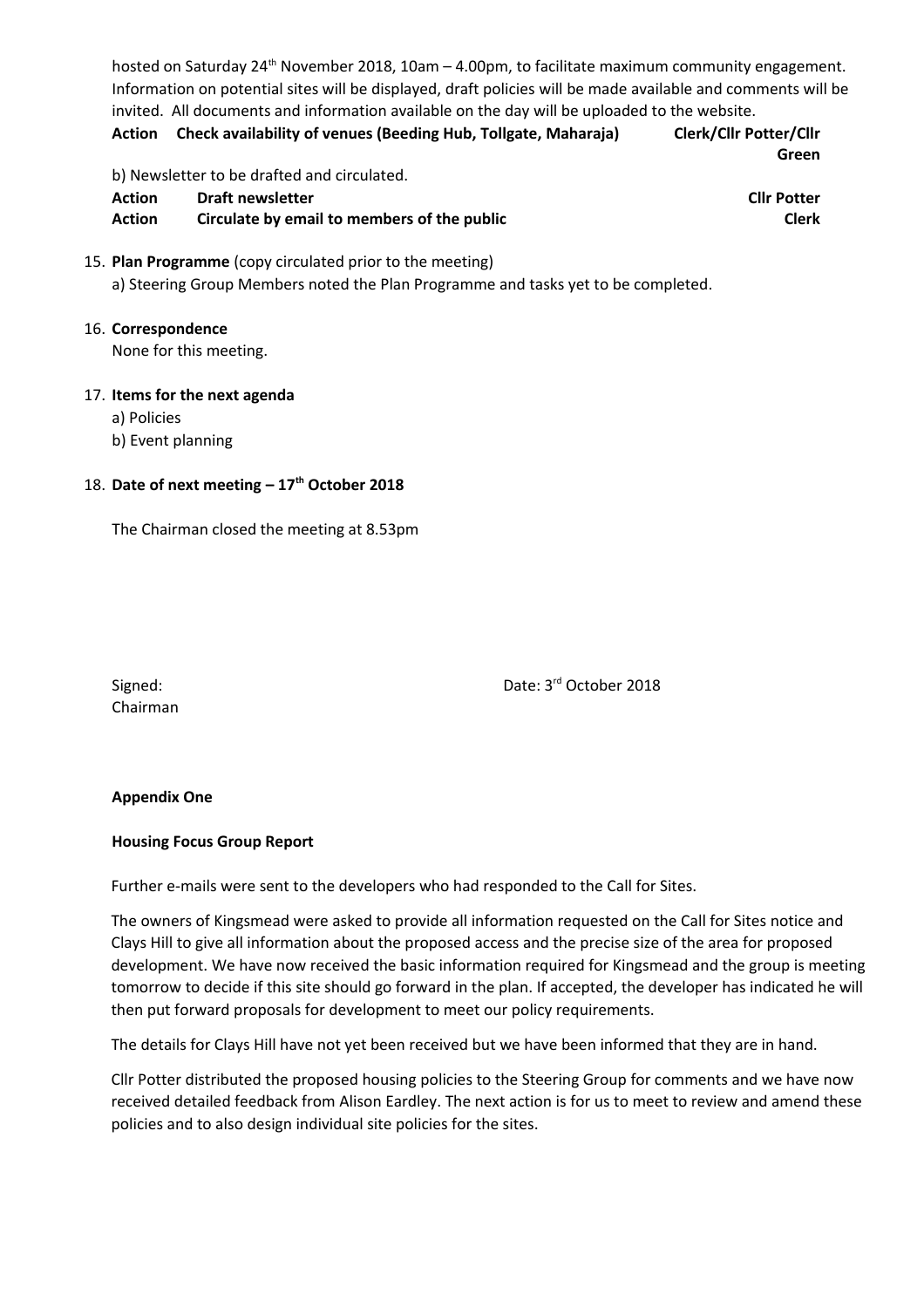hosted on Saturday 24th November 2018, 10am – 4.00pm, to facilitate maximum community engagement. Information on potential sites will be displayed, draft policies will be made available and comments will be invited. All documents and information available on the day will be uploaded to the website.

| | | |
|---|---|---|
| **Action** | **Check availability of venues (Beeding Hub, Tollgate, Maharaja)** | **Clerk/Cllr Potter/Cllr Green** |

b) Newsletter to be drafted and circulated.

| | | |
|---|---|---|
| **Action** | **Draft newsletter** | **Cllr Potter** |
| **Action** | **Circulate by email to members of the public** | **Clerk** |

15. **Plan Programme** (copy circulated prior to the meeting)
    a) Steering Group Members noted the Plan Programme and tasks yet to be completed.

16. **Correspondence**
    None for this meeting.

17. **Items for the next agenda**
    a) Policies
    b) Event planning

18. **Date of next meeting – 17th October 2018**

The Chairman closed the meeting at 8.53pm

Signed:
Chairman

Date: 3rd October 2018

**Appendix One**

**Housing Focus Group Report**

Further e-mails were sent to the developers who had responded to the Call for Sites.

The owners of Kingsmead were asked to provide all information requested on the Call for Sites notice and Clays Hill to give all information about the proposed access and the precise size of the area for proposed development. We have now received the basic information required for Kingsmead and the group is meeting tomorrow to decide if this site should go forward in the plan. If accepted, the developer has indicated he will then put forward proposals for development to meet our policy requirements.

The details for Clays Hill have not yet been received but we have been informed that they are in hand.

Cllr Potter distributed the proposed housing policies to the Steering Group for comments and we have now received detailed feedback from Alison Eardley. The next action is for us to meet to review and amend these policies and to also design individual site policies for the sites.